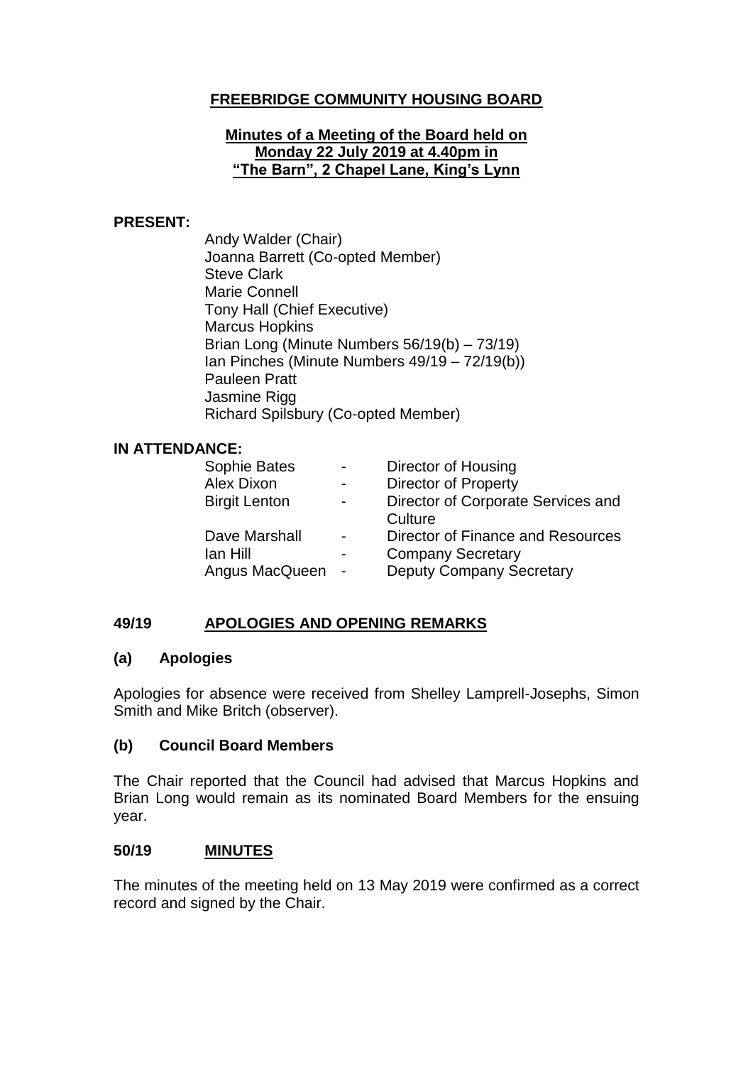# FREEBRIDGE COMMUNITY HOUSING BOARD

**Minutes of a Meeting of the Board held on Monday 22 July 2019 at 4.40pm in "The Barn", 2 Chapel Lane, King's Lynn**

**PRESENT:**

Andy Walder (Chair)
Joanna Barrett (Co-opted Member)
Steve Clark
Marie Connell
Tony Hall (Chief Executive)
Marcus Hopkins
Brian Long (Minute Numbers 56/19(b) – 73/19)
Ian Pinches (Minute Numbers 49/19 – 72/19(b))
Pauleen Pratt
Jasmine Rigg
Richard Spilsbury (Co-opted Member)

**IN ATTENDANCE:**

| | | |
|---|---|---|
| Sophie Bates | - | Director of Housing |
| Alex Dixon | - | Director of Property |
| Birgit Lenton | - | Director of Corporate Services and Culture |
| Dave Marshall | - | Director of Finance and Resources |
| Ian Hill | - | Company Secretary |
| Angus MacQueen | - | Deputy Company Secretary |

## 49/19 APOLOGIES AND OPENING REMARKS

### (a) Apologies

Apologies for absence were received from Shelley Lamprell-Josephs, Simon Smith and Mike Britch (observer).

### (b) Council Board Members

The Chair reported that the Council had advised that Marcus Hopkins and Brian Long would remain as its nominated Board Members for the ensuing year.

## 50/19 MINUTES

The minutes of the meeting held on 13 May 2019 were confirmed as a correct record and signed by the Chair.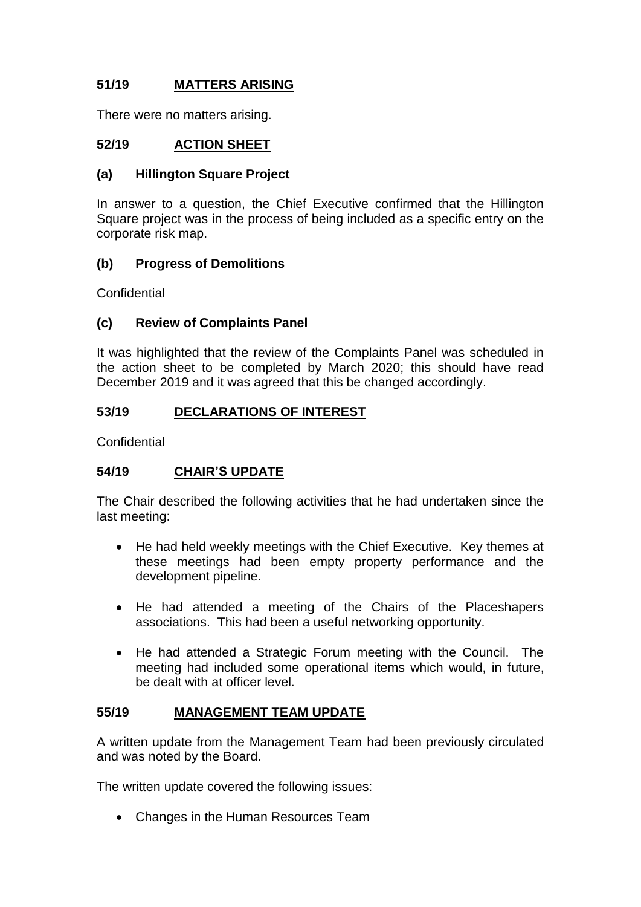## 51/19 MATTERS ARISING

There were no matters arising.

## 52/19 ACTION SHEET

### (a) Hillington Square Project

In answer to a question, the Chief Executive confirmed that the Hillington Square project was in the process of being included as a specific entry on the corporate risk map.

### (b) Progress of Demolitions

Confidential

### (c) Review of Complaints Panel

It was highlighted that the review of the Complaints Panel was scheduled in the action sheet to be completed by March 2020; this should have read December 2019 and it was agreed that this be changed accordingly.

## 53/19 DECLARATIONS OF INTEREST

Confidential

## 54/19 CHAIR'S UPDATE

The Chair described the following activities that he had undertaken since the last meeting:

- He had held weekly meetings with the Chief Executive. Key themes at these meetings had been empty property performance and the development pipeline.
- He had attended a meeting of the Chairs of the Placeshapers associations. This had been a useful networking opportunity.
- He had attended a Strategic Forum meeting with the Council. The meeting had included some operational items which would, in future, be dealt with at officer level.

## 55/19 MANAGEMENT TEAM UPDATE

A written update from the Management Team had been previously circulated and was noted by the Board.

The written update covered the following issues:

- Changes in the Human Resources Team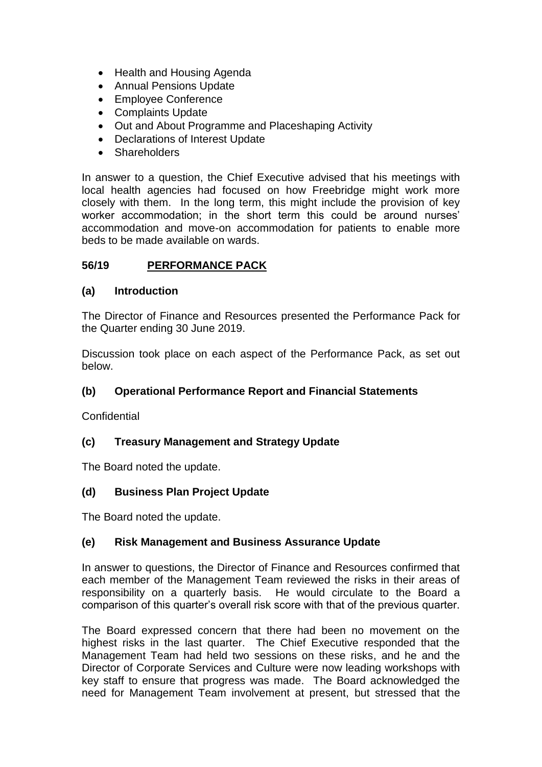- Health and Housing Agenda
- Annual Pensions Update
- Employee Conference
- Complaints Update
- Out and About Programme and Placeshaping Activity
- Declarations of Interest Update
- Shareholders

In answer to a question, the Chief Executive advised that his meetings with local health agencies had focused on how Freebridge might work more closely with them. In the long term, this might include the provision of key worker accommodation; in the short term this could be around nurses' accommodation and move-on accommodation for patients to enable more beds to be made available on wards.

## 56/19 PERFORMANCE PACK

### (a) Introduction

The Director of Finance and Resources presented the Performance Pack for the Quarter ending 30 June 2019.

Discussion took place on each aspect of the Performance Pack, as set out below.

### (b) Operational Performance Report and Financial Statements

Confidential

### (c) Treasury Management and Strategy Update

The Board noted the update.

### (d) Business Plan Project Update

The Board noted the update.

### (e) Risk Management and Business Assurance Update

In answer to questions, the Director of Finance and Resources confirmed that each member of the Management Team reviewed the risks in their areas of responsibility on a quarterly basis. He would circulate to the Board a comparison of this quarter's overall risk score with that of the previous quarter.

The Board expressed concern that there had been no movement on the highest risks in the last quarter. The Chief Executive responded that the Management Team had held two sessions on these risks, and he and the Director of Corporate Services and Culture were now leading workshops with key staff to ensure that progress was made. The Board acknowledged the need for Management Team involvement at present, but stressed that the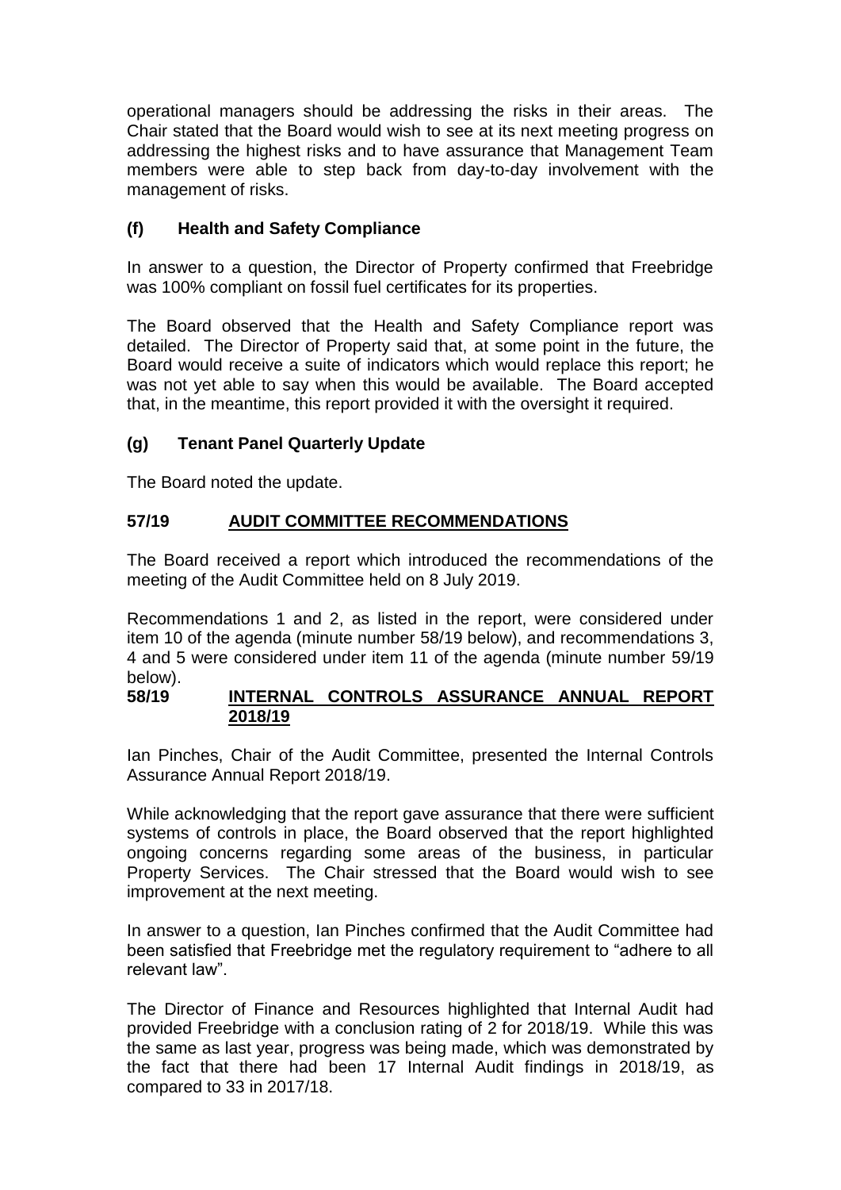operational managers should be addressing the risks in their areas. The Chair stated that the Board would wish to see at its next meeting progress on addressing the highest risks and to have assurance that Management Team members were able to step back from day-to-day involvement with the management of risks.

### (f) Health and Safety Compliance

In answer to a question, the Director of Property confirmed that Freebridge was 100% compliant on fossil fuel certificates for its properties.

The Board observed that the Health and Safety Compliance report was detailed. The Director of Property said that, at some point in the future, the Board would receive a suite of indicators which would replace this report; he was not yet able to say when this would be available. The Board accepted that, in the meantime, this report provided it with the oversight it required.

### (g) Tenant Panel Quarterly Update

The Board noted the update.

## 57/19 AUDIT COMMITTEE RECOMMENDATIONS

The Board received a report which introduced the recommendations of the meeting of the Audit Committee held on 8 July 2019.

Recommendations 1 and 2, as listed in the report, were considered under item 10 of the agenda (minute number 58/19 below), and recommendations 3, 4 and 5 were considered under item 11 of the agenda (minute number 59/19 below).

## 58/19 INTERNAL CONTROLS ASSURANCE ANNUAL REPORT 2018/19

Ian Pinches, Chair of the Audit Committee, presented the Internal Controls Assurance Annual Report 2018/19.

While acknowledging that the report gave assurance that there were sufficient systems of controls in place, the Board observed that the report highlighted ongoing concerns regarding some areas of the business, in particular Property Services. The Chair stressed that the Board would wish to see improvement at the next meeting.

In answer to a question, Ian Pinches confirmed that the Audit Committee had been satisfied that Freebridge met the regulatory requirement to "adhere to all relevant law".

The Director of Finance and Resources highlighted that Internal Audit had provided Freebridge with a conclusion rating of 2 for 2018/19. While this was the same as last year, progress was being made, which was demonstrated by the fact that there had been 17 Internal Audit findings in 2018/19, as compared to 33 in 2017/18.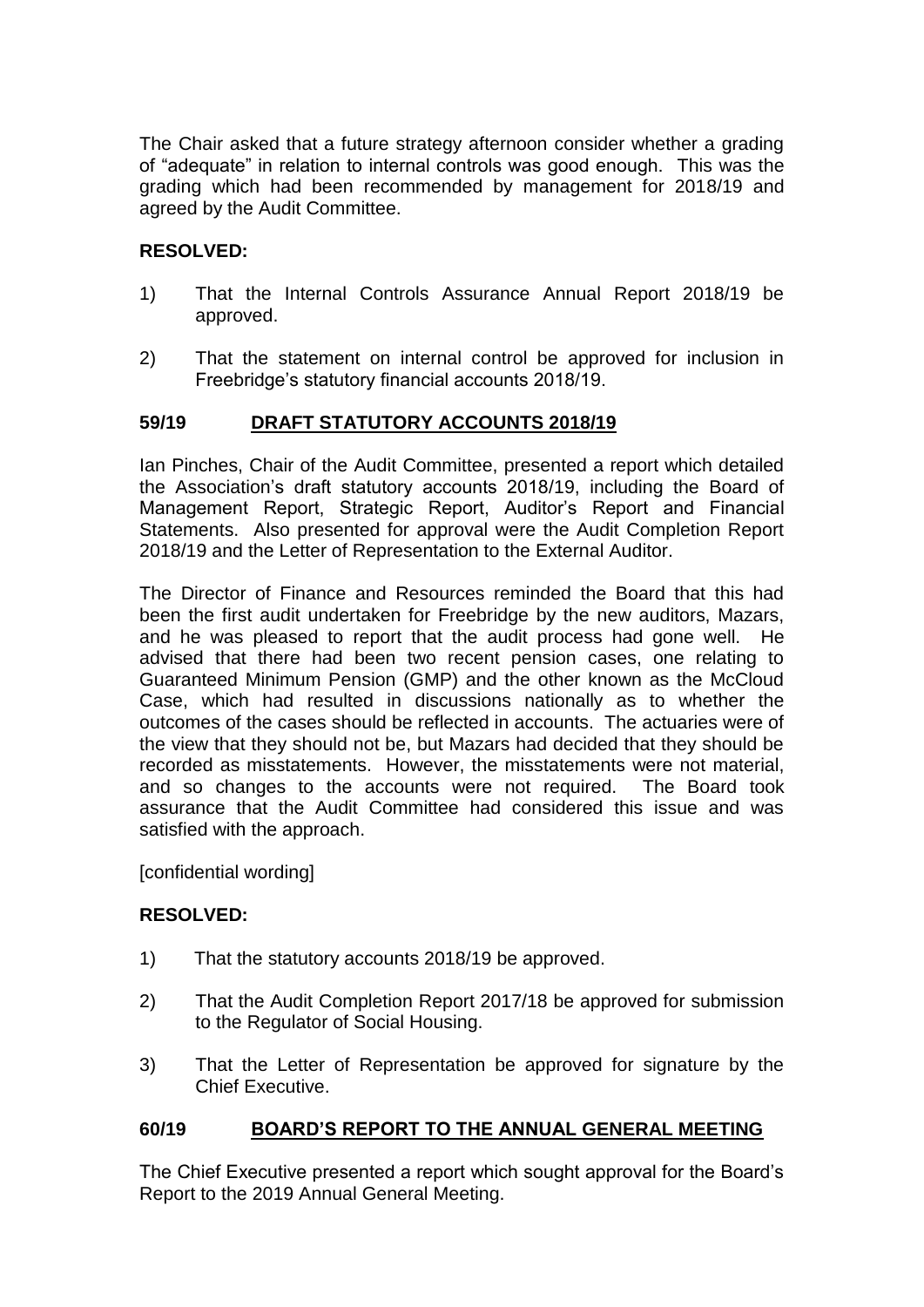The Chair asked that a future strategy afternoon consider whether a grading of "adequate" in relation to internal controls was good enough. This was the grading which had been recommended by management for 2018/19 and agreed by the Audit Committee.

**RESOLVED:**

1) That the Internal Controls Assurance Annual Report 2018/19 be approved.

2) That the statement on internal control be approved for inclusion in Freebridge's statutory financial accounts 2018/19.

## 59/19 DRAFT STATUTORY ACCOUNTS 2018/19

Ian Pinches, Chair of the Audit Committee, presented a report which detailed the Association's draft statutory accounts 2018/19, including the Board of Management Report, Strategic Report, Auditor's Report and Financial Statements. Also presented for approval were the Audit Completion Report 2018/19 and the Letter of Representation to the External Auditor.

The Director of Finance and Resources reminded the Board that this had been the first audit undertaken for Freebridge by the new auditors, Mazars, and he was pleased to report that the audit process had gone well. He advised that there had been two recent pension cases, one relating to Guaranteed Minimum Pension (GMP) and the other known as the McCloud Case, which had resulted in discussions nationally as to whether the outcomes of the cases should be reflected in accounts. The actuaries were of the view that they should not be, but Mazars had decided that they should be recorded as misstatements. However, the misstatements were not material, and so changes to the accounts were not required. The Board took assurance that the Audit Committee had considered this issue and was satisfied with the approach.

[confidential wording]

**RESOLVED:**

1) That the statutory accounts 2018/19 be approved.

2) That the Audit Completion Report 2017/18 be approved for submission to the Regulator of Social Housing.

3) That the Letter of Representation be approved for signature by the Chief Executive.

## 60/19 BOARD'S REPORT TO THE ANNUAL GENERAL MEETING

The Chief Executive presented a report which sought approval for the Board's Report to the 2019 Annual General Meeting.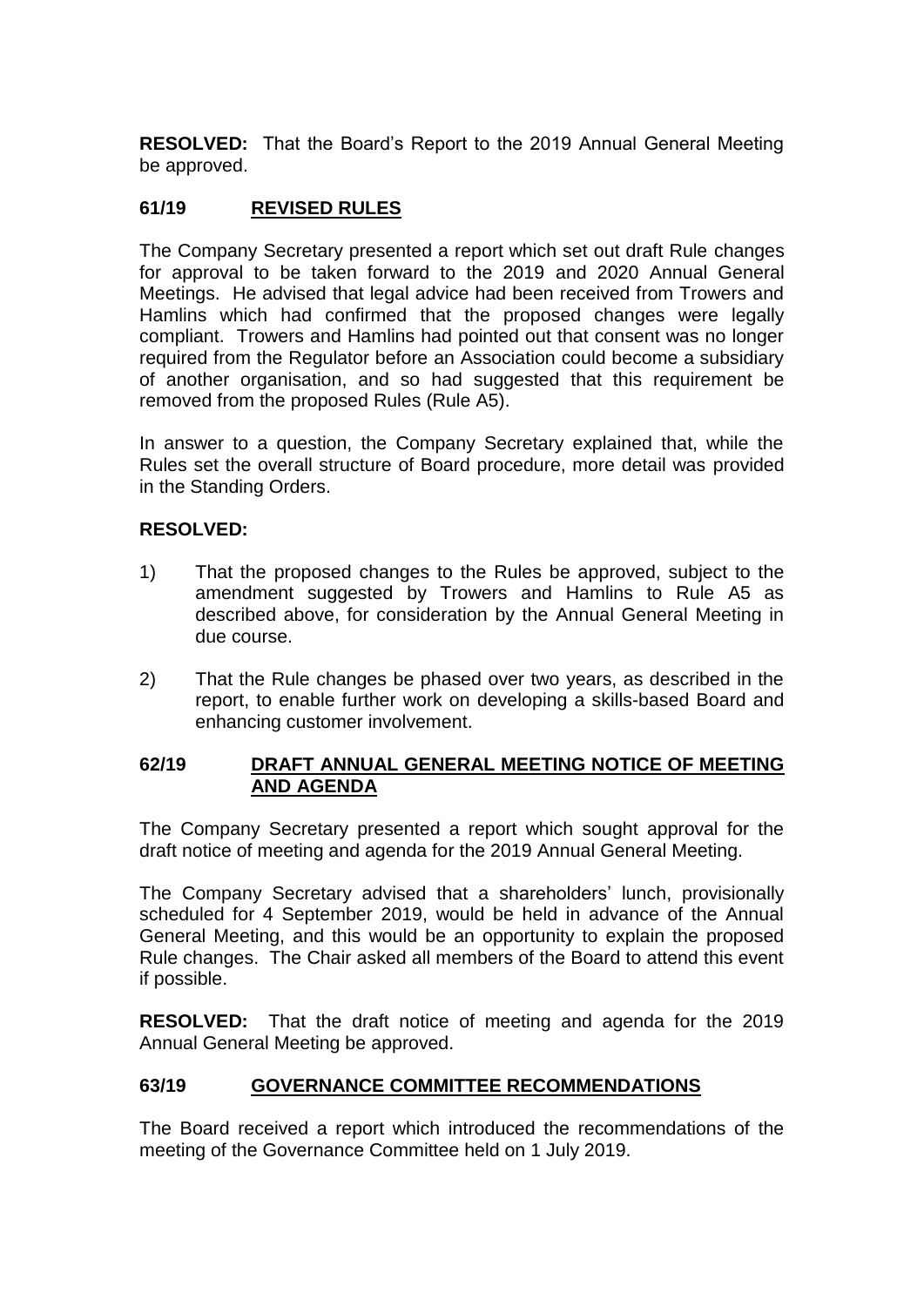**RESOLVED:** That the Board's Report to the 2019 Annual General Meeting be approved.

## 61/19 REVISED RULES

The Company Secretary presented a report which set out draft Rule changes for approval to be taken forward to the 2019 and 2020 Annual General Meetings. He advised that legal advice had been received from Trowers and Hamlins which had confirmed that the proposed changes were legally compliant. Trowers and Hamlins had pointed out that consent was no longer required from the Regulator before an Association could become a subsidiary of another organisation, and so had suggested that this requirement be removed from the proposed Rules (Rule A5).

In answer to a question, the Company Secretary explained that, while the Rules set the overall structure of Board procedure, more detail was provided in the Standing Orders.

**RESOLVED:**

1) That the proposed changes to the Rules be approved, subject to the amendment suggested by Trowers and Hamlins to Rule A5 as described above, for consideration by the Annual General Meeting in due course.

2) That the Rule changes be phased over two years, as described in the report, to enable further work on developing a skills-based Board and enhancing customer involvement.

## 62/19 DRAFT ANNUAL GENERAL MEETING NOTICE OF MEETING AND AGENDA

The Company Secretary presented a report which sought approval for the draft notice of meeting and agenda for the 2019 Annual General Meeting.

The Company Secretary advised that a shareholders' lunch, provisionally scheduled for 4 September 2019, would be held in advance of the Annual General Meeting, and this would be an opportunity to explain the proposed Rule changes. The Chair asked all members of the Board to attend this event if possible.

**RESOLVED:** That the draft notice of meeting and agenda for the 2019 Annual General Meeting be approved.

## 63/19 GOVERNANCE COMMITTEE RECOMMENDATIONS

The Board received a report which introduced the recommendations of the meeting of the Governance Committee held on 1 July 2019.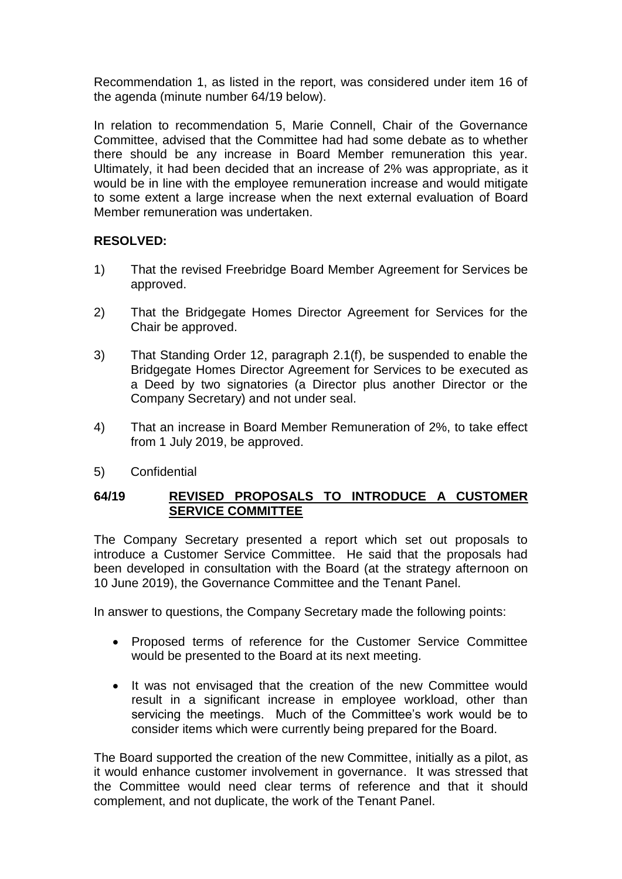Recommendation 1, as listed in the report, was considered under item 16 of the agenda (minute number 64/19 below).

In relation to recommendation 5, Marie Connell, Chair of the Governance Committee, advised that the Committee had had some debate as to whether there should be any increase in Board Member remuneration this year. Ultimately, it had been decided that an increase of 2% was appropriate, as it would be in line with the employee remuneration increase and would mitigate to some extent a large increase when the next external evaluation of Board Member remuneration was undertaken.

**RESOLVED:**

1) That the revised Freebridge Board Member Agreement for Services be approved.

2) That the Bridgegate Homes Director Agreement for Services for the Chair be approved.

3) That Standing Order 12, paragraph 2.1(f), be suspended to enable the Bridgegate Homes Director Agreement for Services to be executed as a Deed by two signatories (a Director plus another Director or the Company Secretary) and not under seal.

4) That an increase in Board Member Remuneration of 2%, to take effect from 1 July 2019, be approved.

5) Confidential

## 64/19 <u>REVISED PROPOSALS TO INTRODUCE A CUSTOMER SERVICE COMMITTEE</u>

The Company Secretary presented a report which set out proposals to introduce a Customer Service Committee. He said that the proposals had been developed in consultation with the Board (at the strategy afternoon on 10 June 2019), the Governance Committee and the Tenant Panel.

In answer to questions, the Company Secretary made the following points:

- Proposed terms of reference for the Customer Service Committee would be presented to the Board at its next meeting.

- It was not envisaged that the creation of the new Committee would result in a significant increase in employee workload, other than servicing the meetings. Much of the Committee's work would be to consider items which were currently being prepared for the Board.

The Board supported the creation of the new Committee, initially as a pilot, as it would enhance customer involvement in governance. It was stressed that the Committee would need clear terms of reference and that it should complement, and not duplicate, the work of the Tenant Panel.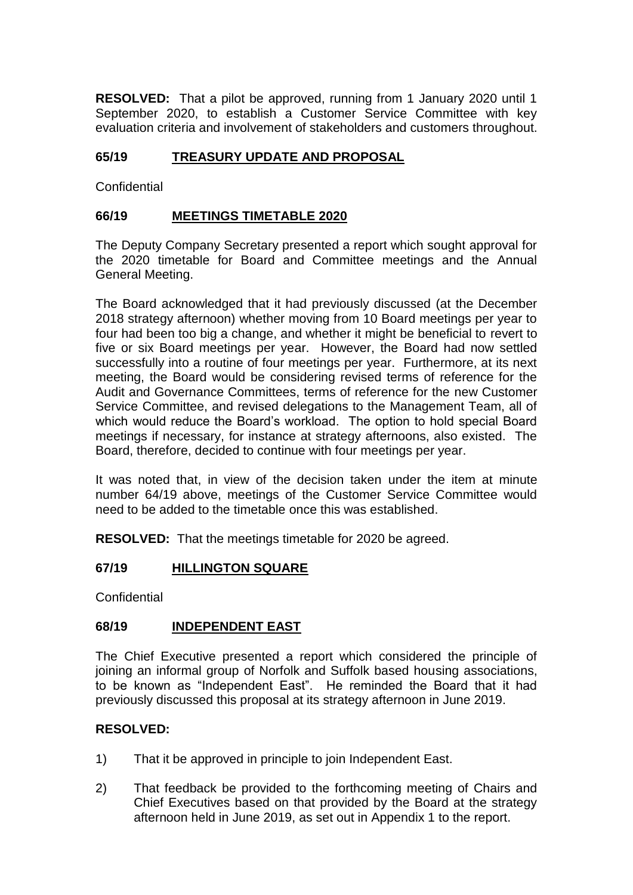**RESOLVED:** That a pilot be approved, running from 1 January 2020 until 1 September 2020, to establish a Customer Service Committee with key evaluation criteria and involvement of stakeholders and customers throughout.

## 65/19 TREASURY UPDATE AND PROPOSAL

Confidential

## 66/19 MEETINGS TIMETABLE 2020

The Deputy Company Secretary presented a report which sought approval for the 2020 timetable for Board and Committee meetings and the Annual General Meeting.

The Board acknowledged that it had previously discussed (at the December 2018 strategy afternoon) whether moving from 10 Board meetings per year to four had been too big a change, and whether it might be beneficial to revert to five or six Board meetings per year. However, the Board had now settled successfully into a routine of four meetings per year. Furthermore, at its next meeting, the Board would be considering revised terms of reference for the Audit and Governance Committees, terms of reference for the new Customer Service Committee, and revised delegations to the Management Team, all of which would reduce the Board's workload. The option to hold special Board meetings if necessary, for instance at strategy afternoons, also existed. The Board, therefore, decided to continue with four meetings per year.

It was noted that, in view of the decision taken under the item at minute number 64/19 above, meetings of the Customer Service Committee would need to be added to the timetable once this was established.

**RESOLVED:** That the meetings timetable for 2020 be agreed.

## 67/19 HILLINGTON SQUARE

Confidential

## 68/19 INDEPENDENT EAST

The Chief Executive presented a report which considered the principle of joining an informal group of Norfolk and Suffolk based housing associations, to be known as "Independent East". He reminded the Board that it had previously discussed this proposal at its strategy afternoon in June 2019.

**RESOLVED:**

1) That it be approved in principle to join Independent East.

2) That feedback be provided to the forthcoming meeting of Chairs and Chief Executives based on that provided by the Board at the strategy afternoon held in June 2019, as set out in Appendix 1 to the report.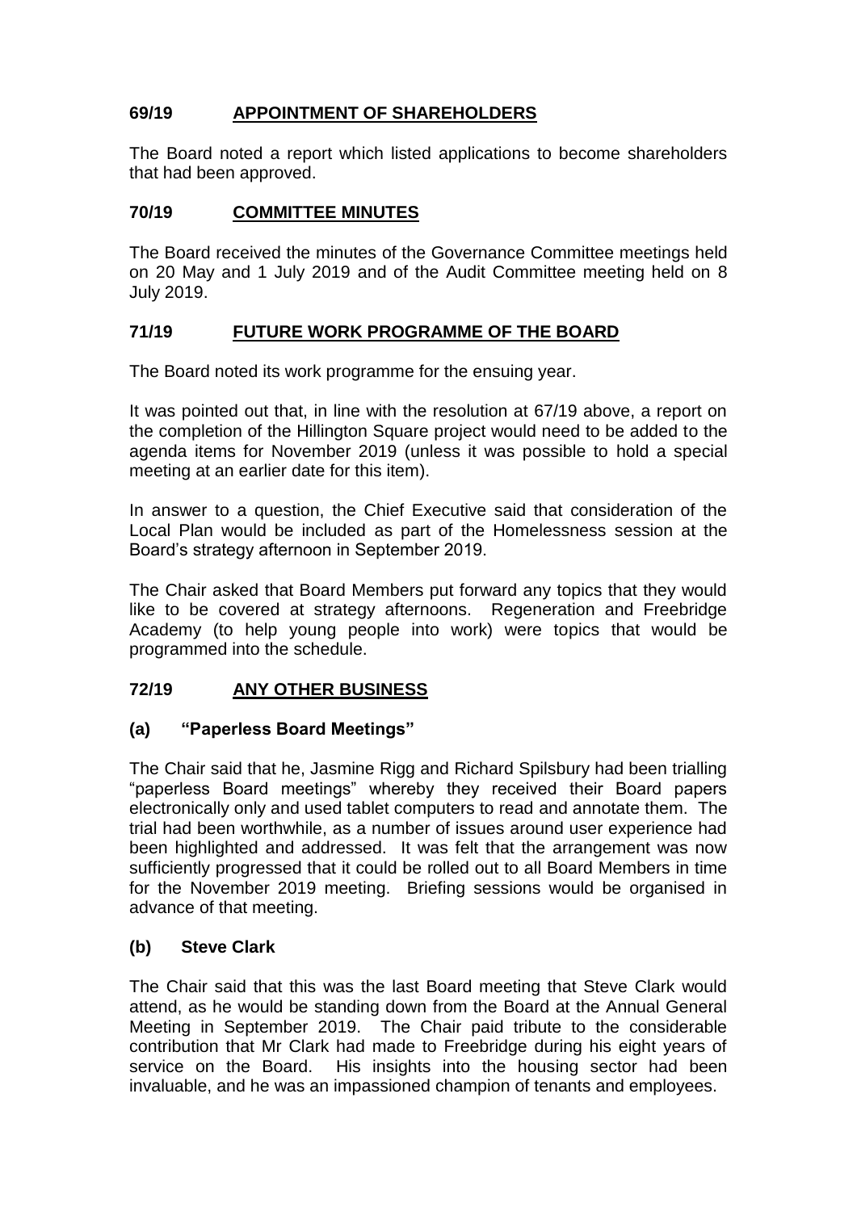## 69/19 APPOINTMENT OF SHAREHOLDERS

The Board noted a report which listed applications to become shareholders that had been approved.

## 70/19 COMMITTEE MINUTES

The Board received the minutes of the Governance Committee meetings held on 20 May and 1 July 2019 and of the Audit Committee meeting held on 8 July 2019.

## 71/19 FUTURE WORK PROGRAMME OF THE BOARD

The Board noted its work programme for the ensuing year.

It was pointed out that, in line with the resolution at 67/19 above, a report on the completion of the Hillington Square project would need to be added to the agenda items for November 2019 (unless it was possible to hold a special meeting at an earlier date for this item).

In answer to a question, the Chief Executive said that consideration of the Local Plan would be included as part of the Homelessness session at the Board's strategy afternoon in September 2019.

The Chair asked that Board Members put forward any topics that they would like to be covered at strategy afternoons. Regeneration and Freebridge Academy (to help young people into work) were topics that would be programmed into the schedule.

## 72/19 ANY OTHER BUSINESS

### (a) "Paperless Board Meetings"

The Chair said that he, Jasmine Rigg and Richard Spilsbury had been trialling "paperless Board meetings" whereby they received their Board papers electronically only and used tablet computers to read and annotate them. The trial had been worthwhile, as a number of issues around user experience had been highlighted and addressed. It was felt that the arrangement was now sufficiently progressed that it could be rolled out to all Board Members in time for the November 2019 meeting. Briefing sessions would be organised in advance of that meeting.

### (b) Steve Clark

The Chair said that this was the last Board meeting that Steve Clark would attend, as he would be standing down from the Board at the Annual General Meeting in September 2019. The Chair paid tribute to the considerable contribution that Mr Clark had made to Freebridge during his eight years of service on the Board. His insights into the housing sector had been invaluable, and he was an impassioned champion of tenants and employees.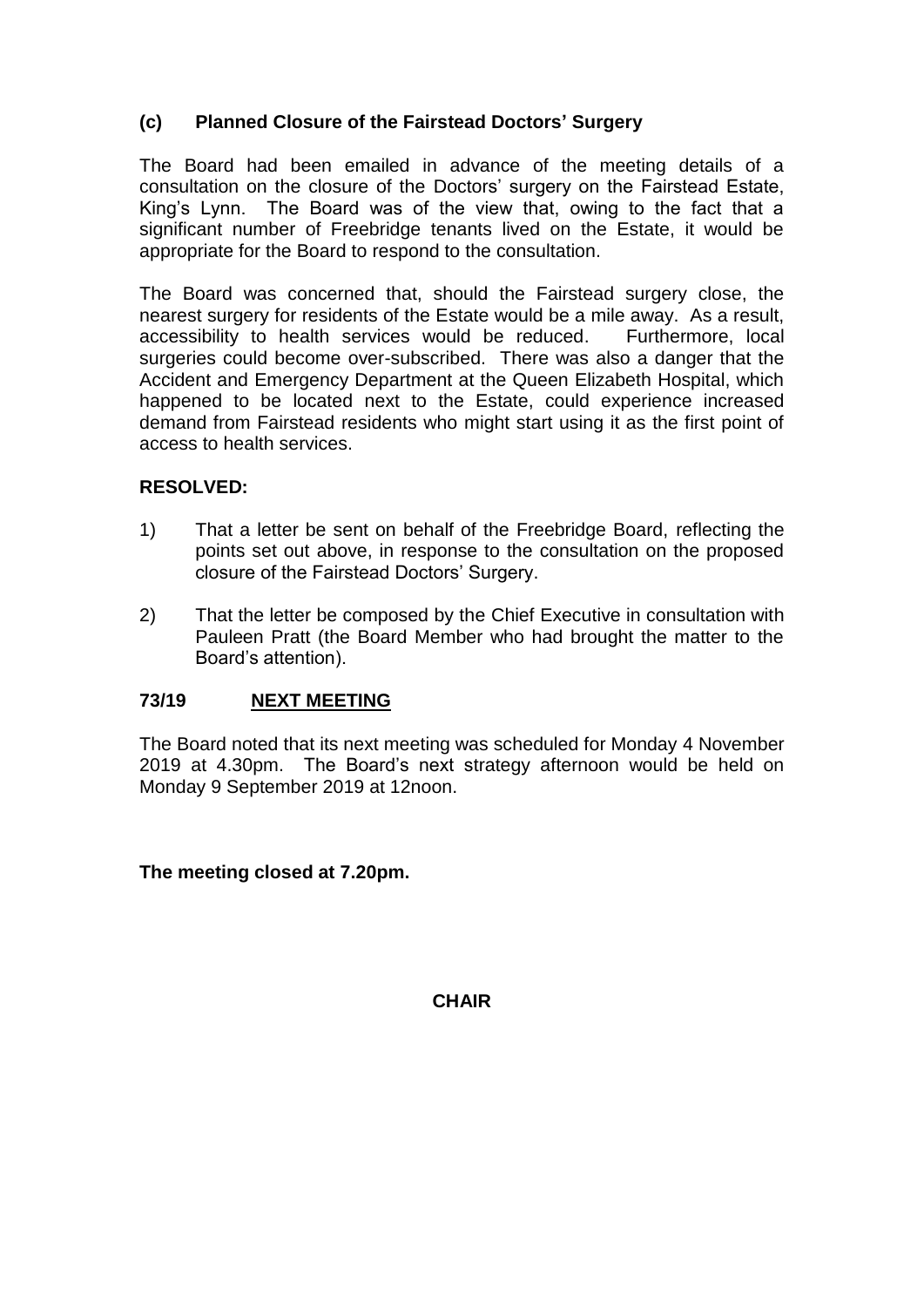### (c) Planned Closure of the Fairstead Doctors' Surgery

The Board had been emailed in advance of the meeting details of a consultation on the closure of the Doctors' surgery on the Fairstead Estate, King's Lynn. The Board was of the view that, owing to the fact that a significant number of Freebridge tenants lived on the Estate, it would be appropriate for the Board to respond to the consultation.

The Board was concerned that, should the Fairstead surgery close, the nearest surgery for residents of the Estate would be a mile away. As a result, accessibility to health services would be reduced. Furthermore, local surgeries could become over-subscribed. There was also a danger that the Accident and Emergency Department at the Queen Elizabeth Hospital, which happened to be located next to the Estate, could experience increased demand from Fairstead residents who might start using it as the first point of access to health services.

**RESOLVED:**

1) That a letter be sent on behalf of the Freebridge Board, reflecting the points set out above, in response to the consultation on the proposed closure of the Fairstead Doctors' Surgery.

2) That the letter be composed by the Chief Executive in consultation with Pauleen Pratt (the Board Member who had brought the matter to the Board's attention).

### 73/19 NEXT MEETING

The Board noted that its next meeting was scheduled for Monday 4 November 2019 at 4.30pm. The Board's next strategy afternoon would be held on Monday 9 September 2019 at 12noon.

**The meeting closed at 7.20pm.**

**CHAIR**